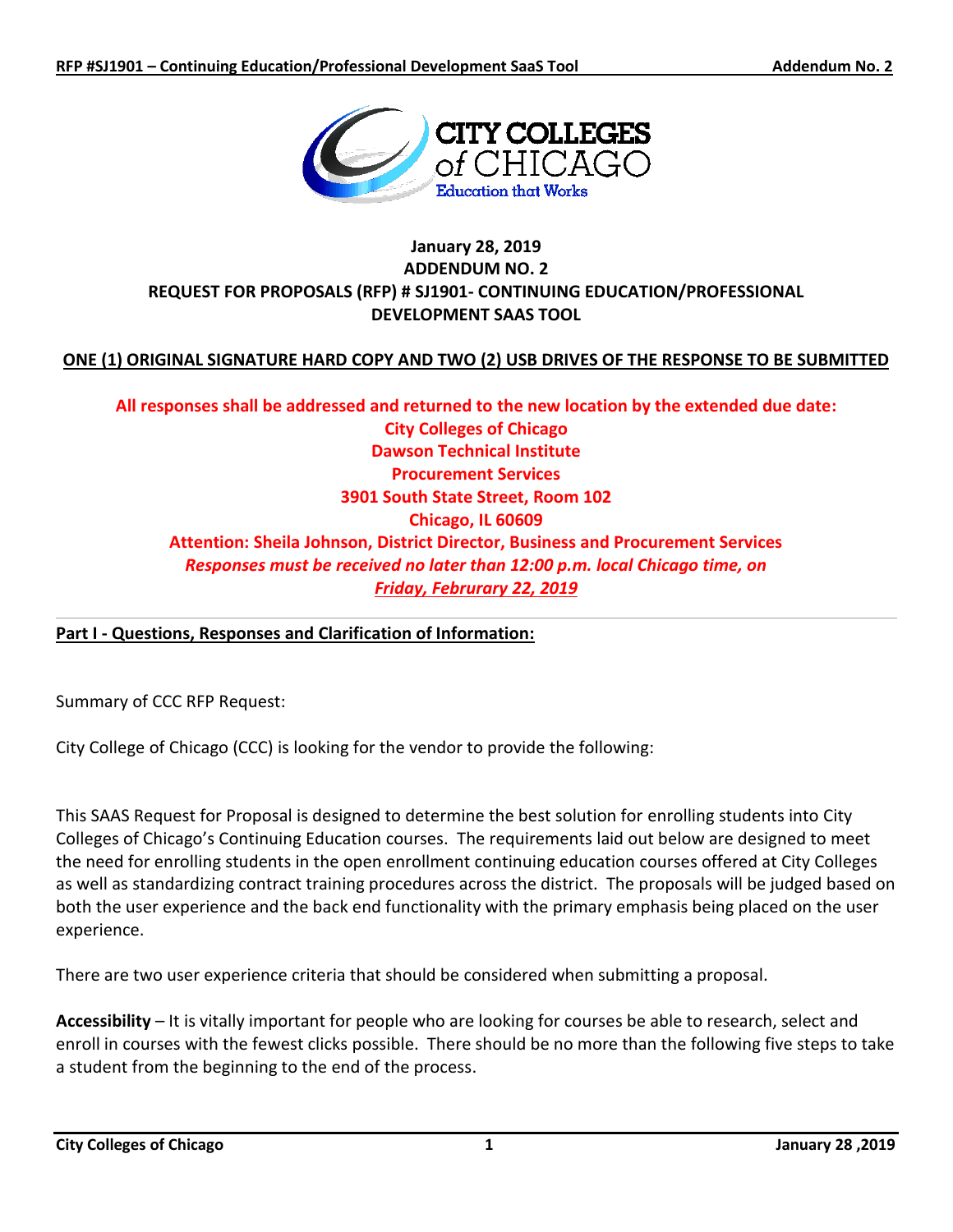**January 28, 2019**
**ADDENDUM NO. 2**
**REQUEST FOR PROPOSALS (RFP) # SJ1901- CONTINUING EDUCATION/PROFESSIONAL DEVELOPMENT SAAS TOOL**

**ONE (1) ORIGINAL SIGNATURE HARD COPY AND TWO (2) USB DRIVES OF THE RESPONSE TO BE SUBMITTED**

**All responses shall be addressed and returned to the new location by the extended due date:**
**City Colleges of Chicago**
**Dawson Technical Institute**
**Procurement Services**
**3901 South State Street, Room 102**
**Chicago, IL 60609**
**Attention: Sheila Johnson, District Director, Business and Procurement Services**
***Responses must be received no later than 12:00 p.m. local Chicago time, on Friday, Februrary 22, 2019***

---

**Part I - Questions, Responses and Clarification of Information:**

Summary of CCC RFP Request:

City College of Chicago (CCC) is looking for the vendor to provide the following:

This SAAS Request for Proposal is designed to determine the best solution for enrolling students into City Colleges of Chicago's Continuing Education courses. The requirements laid out below are designed to meet the need for enrolling students in the open enrollment continuing education courses offered at City Colleges as well as standardizing contract training procedures across the district. The proposals will be judged based on both the user experience and the back end functionality with the primary emphasis being placed on the user experience.

There are two user experience criteria that should be considered when submitting a proposal.

**Accessibility** – It is vitally important for people who are looking for courses be able to research, select and enroll in courses with the fewest clicks possible. There should be no more than the following five steps to take a student from the beginning to the end of the process.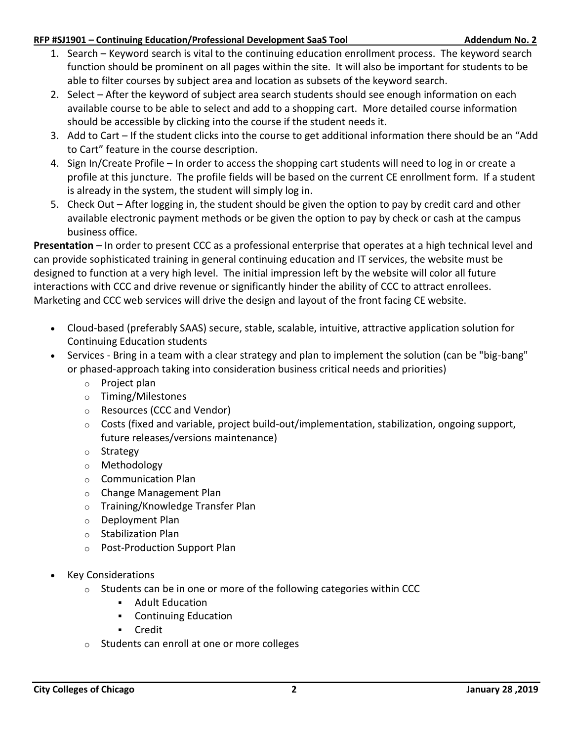1. Search – Keyword search is vital to the continuing education enrollment process. The keyword search function should be prominent on all pages within the site. It will also be important for students to be able to filter courses by subject area and location as subsets of the keyword search.
2. Select – After the keyword of subject area search students should see enough information on each available course to be able to select and add to a shopping cart. More detailed course information should be accessible by clicking into the course if the student needs it.
3. Add to Cart – If the student clicks into the course to get additional information there should be an "Add to Cart" feature in the course description.
4. Sign In/Create Profile – In order to access the shopping cart students will need to log in or create a profile at this juncture. The profile fields will be based on the current CE enrollment form. If a student is already in the system, the student will simply log in.
5. Check Out – After logging in, the student should be given the option to pay by credit card and other available electronic payment methods or be given the option to pay by check or cash at the campus business office.

**Presentation** – In order to present CCC as a professional enterprise that operates at a high technical level and can provide sophisticated training in general continuing education and IT services, the website must be designed to function at a very high level. The initial impression left by the website will color all future interactions with CCC and drive revenue or significantly hinder the ability of CCC to attract enrollees. Marketing and CCC web services will drive the design and layout of the front facing CE website.

- Cloud-based (preferably SAAS) secure, stable, scalable, intuitive, attractive application solution for Continuing Education students
- Services - Bring in a team with a clear strategy and plan to implement the solution (can be "big-bang" or phased-approach taking into consideration business critical needs and priorities)
  - Project plan
  - Timing/Milestones
  - Resources (CCC and Vendor)
  - Costs (fixed and variable, project build-out/implementation, stabilization, ongoing support, future releases/versions maintenance)
  - Strategy
  - Methodology
  - Communication Plan
  - Change Management Plan
  - Training/Knowledge Transfer Plan
  - Deployment Plan
  - Stabilization Plan
  - Post-Production Support Plan

- Key Considerations
  - Students can be in one or more of the following categories within CCC
    - Adult Education
    - Continuing Education
    - Credit
  - Students can enroll at one or more colleges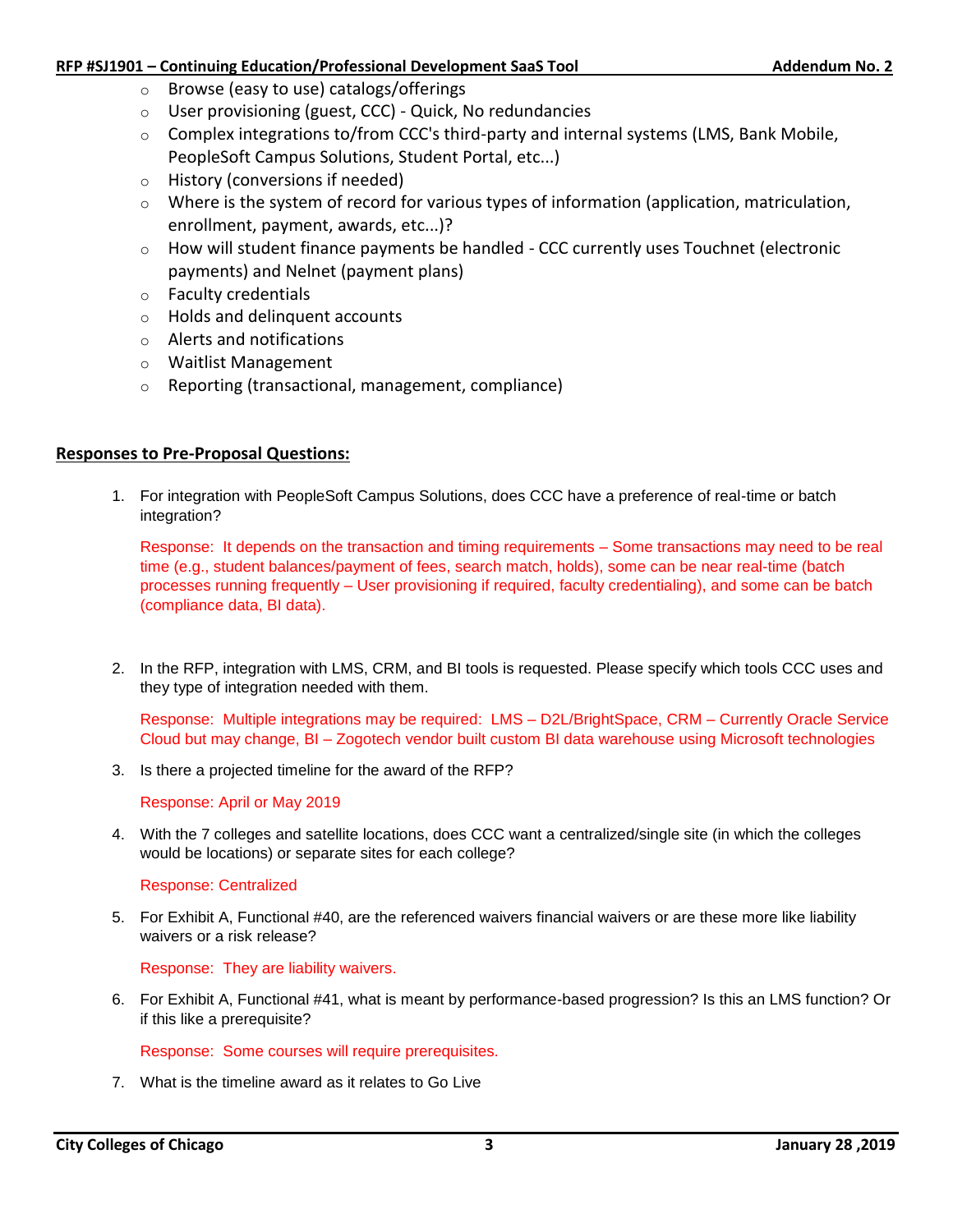- Browse (easy to use) catalogs/offerings
- User provisioning (guest, CCC) - Quick, No redundancies
- Complex integrations to/from CCC's third-party and internal systems (LMS, Bank Mobile, PeopleSoft Campus Solutions, Student Portal, etc...)
- History (conversions if needed)
- Where is the system of record for various types of information (application, matriculation, enrollment, payment, awards, etc...)?
- How will student finance payments be handled - CCC currently uses Touchnet (electronic payments) and Nelnet (payment plans)
- Faculty credentials
- Holds and delinquent accounts
- Alerts and notifications
- Waitlist Management
- Reporting (transactional, management, compliance)

## Responses to Pre-Proposal Questions:

1. For integration with PeopleSoft Campus Solutions, does CCC have a preference of real-time or batch integration?

   Response: It depends on the transaction and timing requirements – Some transactions may need to be real time (e.g., student balances/payment of fees, search match, holds), some can be near real-time (batch processes running frequently – User provisioning if required, faculty credentialing), and some can be batch (compliance data, BI data).

2. In the RFP, integration with LMS, CRM, and BI tools is requested. Please specify which tools CCC uses and they type of integration needed with them.

   Response: Multiple integrations may be required: LMS – D2L/BrightSpace, CRM – Currently Oracle Service Cloud but may change, BI – Zogotech vendor built custom BI data warehouse using Microsoft technologies

3. Is there a projected timeline for the award of the RFP?

   Response: April or May 2019

4. With the 7 colleges and satellite locations, does CCC want a centralized/single site (in which the colleges would be locations) or separate sites for each college?

   Response: Centralized

5. For Exhibit A, Functional #40, are the referenced waivers financial waivers or are these more like liability waivers or a risk release?

   Response: They are liability waivers.

6. For Exhibit A, Functional #41, what is meant by performance-based progression? Is this an LMS function? Or if this like a prerequisite?

   Response: Some courses will require prerequisites.

7. What is the timeline award as it relates to Go Live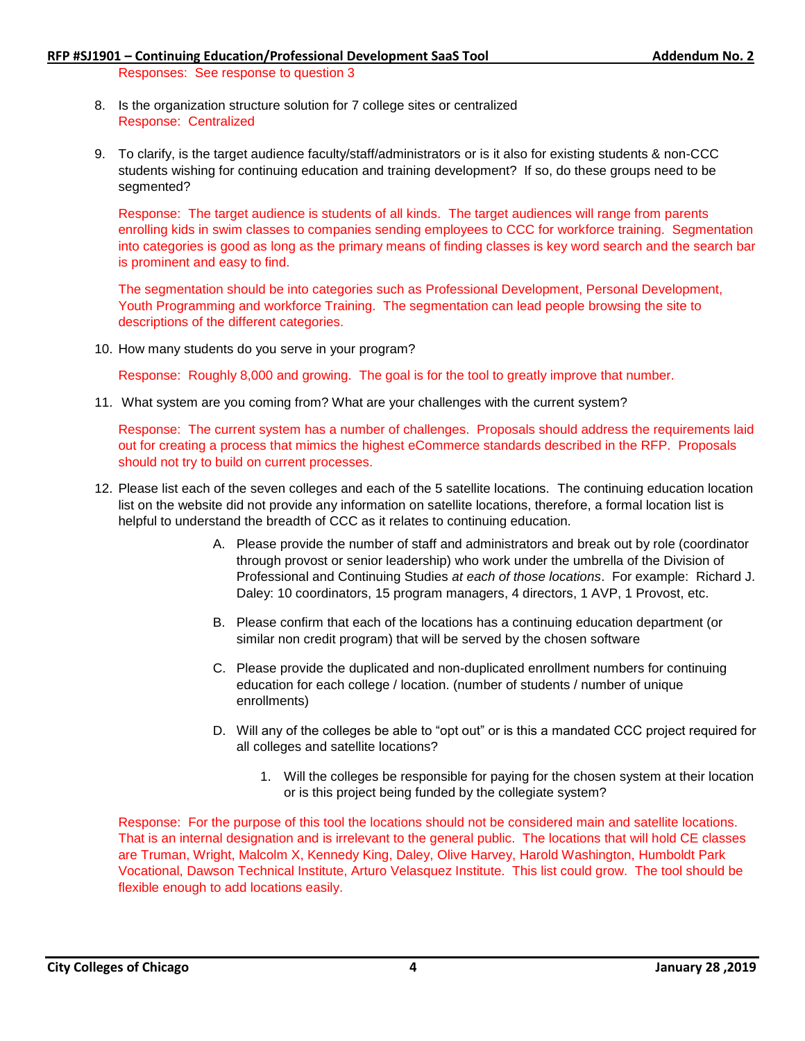Responses: See response to question 3

8. Is the organization structure solution for 7 college sites or centralized
   Response: Centralized

9. To clarify, is the target audience faculty/staff/administrators or is it also for existing students & non-CCC students wishing for continuing education and training development? If so, do these groups need to be segmented?

   Response: The target audience is students of all kinds. The target audiences will range from parents enrolling kids in swim classes to companies sending employees to CCC for workforce training. Segmentation into categories is good as long as the primary means of finding classes is key word search and the search bar is prominent and easy to find.

   The segmentation should be into categories such as Professional Development, Personal Development, Youth Programming and workforce Training. The segmentation can lead people browsing the site to descriptions of the different categories.

10. How many students do you serve in your program?

    Response: Roughly 8,000 and growing. The goal is for the tool to greatly improve that number.

11. What system are you coming from? What are your challenges with the current system?

    Response: The current system has a number of challenges. Proposals should address the requirements laid out for creating a process that mimics the highest eCommerce standards described in the RFP. Proposals should not try to build on current processes.

12. Please list each of the seven colleges and each of the 5 satellite locations. The continuing education location list on the website did not provide any information on satellite locations, therefore, a formal location list is helpful to understand the breadth of CCC as it relates to continuing education.

    A. Please provide the number of staff and administrators and break out by role (coordinator through provost or senior leadership) who work under the umbrella of the Division of Professional and Continuing Studies *at each of those locations*. For example: Richard J. Daley: 10 coordinators, 15 program managers, 4 directors, 1 AVP, 1 Provost, etc.

    B. Please confirm that each of the locations has a continuing education department (or similar non credit program) that will be served by the chosen software

    C. Please provide the duplicated and non-duplicated enrollment numbers for continuing education for each college / location. (number of students / number of unique enrollments)

    D. Will any of the colleges be able to "opt out" or is this a mandated CCC project required for all colleges and satellite locations?

       1. Will the colleges be responsible for paying for the chosen system at their location or is this project being funded by the collegiate system?

    Response: For the purpose of this tool the locations should not be considered main and satellite locations. That is an internal designation and is irrelevant to the general public. The locations that will hold CE classes are Truman, Wright, Malcolm X, Kennedy King, Daley, Olive Harvey, Harold Washington, Humboldt Park Vocational, Dawson Technical Institute, Arturo Velasquez Institute. This list could grow. The tool should be flexible enough to add locations easily.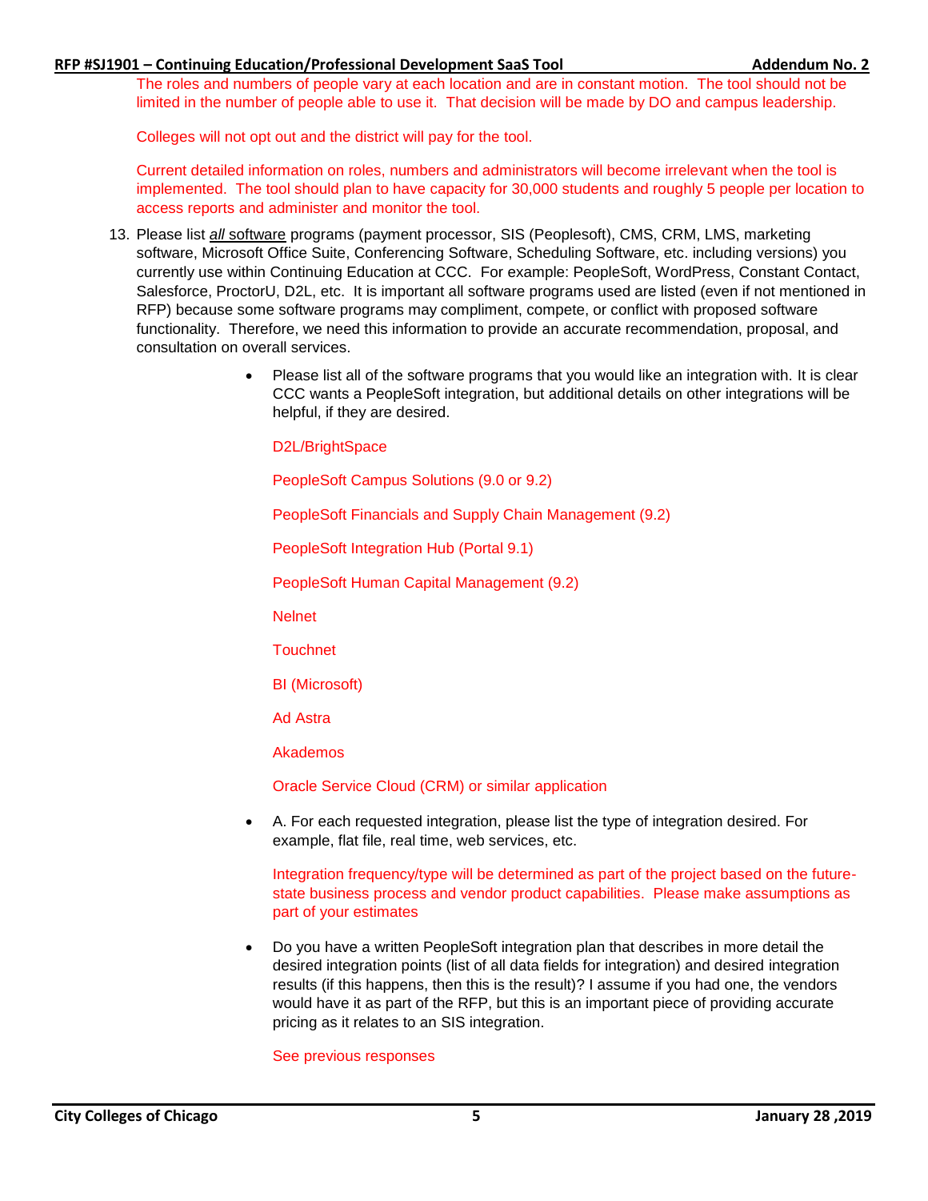The roles and numbers of people vary at each location and are in constant motion. The tool should not be limited in the number of people able to use it. That decision will be made by DO and campus leadership.

Colleges will not opt out and the district will pay for the tool.

Current detailed information on roles, numbers and administrators will become irrelevant when the tool is implemented. The tool should plan to have capacity for 30,000 students and roughly 5 people per location to access reports and administer and monitor the tool.

13. Please list *all* software programs (payment processor, SIS (Peoplesoft), CMS, CRM, LMS, marketing software, Microsoft Office Suite, Conferencing Software, Scheduling Software, etc. including versions) you currently use within Continuing Education at CCC. For example: PeopleSoft, WordPress, Constant Contact, Salesforce, ProctorU, D2L, etc. It is important all software programs used are listed (even if not mentioned in RFP) because some software programs may compliment, compete, or conflict with proposed software functionality. Therefore, we need this information to provide an accurate recommendation, proposal, and consultation on overall services.

    - Please list all of the software programs that you would like an integration with. It is clear CCC wants a PeopleSoft integration, but additional details on other integrations will be helpful, if they are desired.

      D2L/BrightSpace

      PeopleSoft Campus Solutions (9.0 or 9.2)

      PeopleSoft Financials and Supply Chain Management (9.2)

      PeopleSoft Integration Hub (Portal 9.1)

      PeopleSoft Human Capital Management (9.2)

      Nelnet

      Touchnet

      BI (Microsoft)

      Ad Astra

      Akademos

      Oracle Service Cloud (CRM) or similar application

    - A. For each requested integration, please list the type of integration desired. For example, flat file, real time, web services, etc.

      Integration frequency/type will be determined as part of the project based on the future-state business process and vendor product capabilities. Please make assumptions as part of your estimates

    - Do you have a written PeopleSoft integration plan that describes in more detail the desired integration points (list of all data fields for integration) and desired integration results (if this happens, then this is the result)? I assume if you had one, the vendors would have it as part of the RFP, but this is an important piece of providing accurate pricing as it relates to an SIS integration.

      See previous responses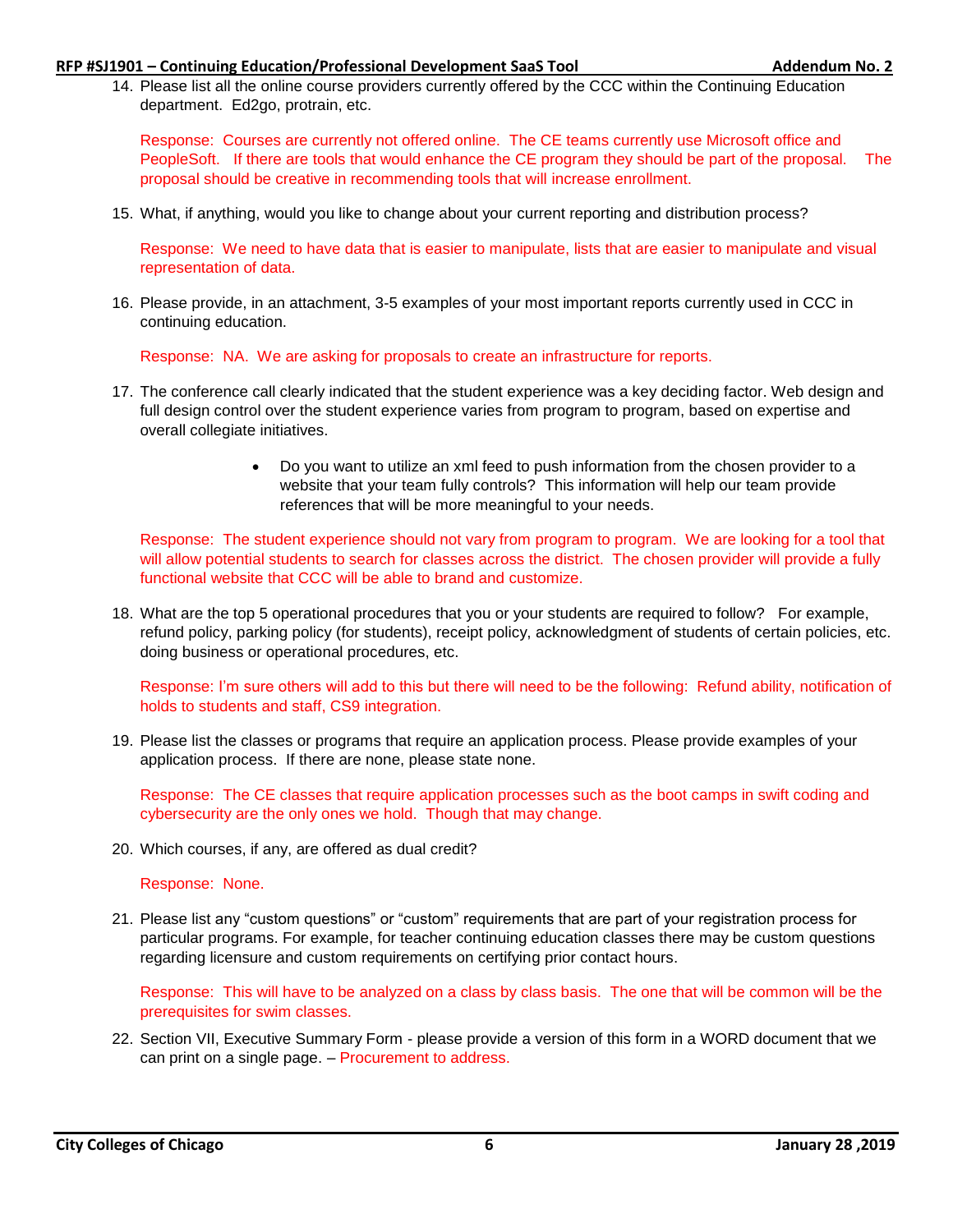14. Please list all the online course providers currently offered by the CCC within the Continuing Education department. Ed2go, protrain, etc.

    Response: Courses are currently not offered online. The CE teams currently use Microsoft office and PeopleSoft. If there are tools that would enhance the CE program they should be part of the proposal. The proposal should be creative in recommending tools that will increase enrollment.

15. What, if anything, would you like to change about your current reporting and distribution process?

    Response: We need to have data that is easier to manipulate, lists that are easier to manipulate and visual representation of data.

16. Please provide, in an attachment, 3-5 examples of your most important reports currently used in CCC in continuing education.

    Response: NA. We are asking for proposals to create an infrastructure for reports.

17. The conference call clearly indicated that the student experience was a key deciding factor. Web design and full design control over the student experience varies from program to program, based on expertise and overall collegiate initiatives.

    - Do you want to utilize an xml feed to push information from the chosen provider to a website that your team fully controls? This information will help our team provide references that will be more meaningful to your needs.

    Response: The student experience should not vary from program to program. We are looking for a tool that will allow potential students to search for classes across the district. The chosen provider will provide a fully functional website that CCC will be able to brand and customize.

18. What are the top 5 operational procedures that you or your students are required to follow? For example, refund policy, parking policy (for students), receipt policy, acknowledgment of students of certain policies, etc. doing business or operational procedures, etc.

    Response: I'm sure others will add to this but there will need to be the following: Refund ability, notification of holds to students and staff, CS9 integration.

19. Please list the classes or programs that require an application process. Please provide examples of your application process. If there are none, please state none.

    Response: The CE classes that require application processes such as the boot camps in swift coding and cybersecurity are the only ones we hold. Though that may change.

20. Which courses, if any, are offered as dual credit?

    Response: None.

21. Please list any "custom questions" or "custom" requirements that are part of your registration process for particular programs. For example, for teacher continuing education classes there may be custom questions regarding licensure and custom requirements on certifying prior contact hours.

    Response: This will have to be analyzed on a class by class basis. The one that will be common will be the prerequisites for swim classes.

22. Section VII, Executive Summary Form - please provide a version of this form in a WORD document that we can print on a single page. – Procurement to address.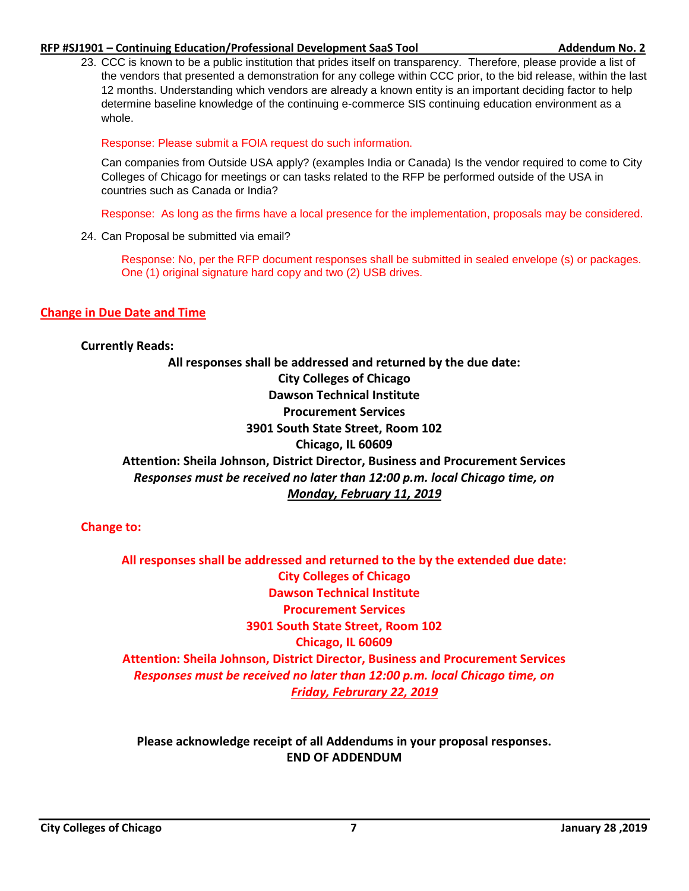23. CCC is known to be a public institution that prides itself on transparency. Therefore, please provide a list of the vendors that presented a demonstration for any college within CCC prior, to the bid release, within the last 12 months. Understanding which vendors are already a known entity is an important deciding factor to help determine baseline knowledge of the continuing e-commerce SIS continuing education environment as a whole.

    Response: Please submit a FOIA request do such information.

    Can companies from Outside USA apply? (examples India or Canada) Is the vendor required to come to City Colleges of Chicago for meetings or can tasks related to the RFP be performed outside of the USA in countries such as Canada or India?

    Response: As long as the firms have a local presence for the implementation, proposals may be considered.

24. Can Proposal be submitted via email?

    Response: No, per the RFP document responses shall be submitted in sealed envelope (s) or packages. One (1) original signature hard copy and two (2) USB drives.

## Change in Due Date and Time

**Currently Reads:**

**All responses shall be addressed and returned by the due date:**
**City Colleges of Chicago**
**Dawson Technical Institute**
**Procurement Services**
**3901 South State Street, Room 102**
**Chicago, IL 60609**
**Attention: Sheila Johnson, District Director, Business and Procurement Services**
***Responses must be received no later than 12:00 p.m. local Chicago time, on Monday, February 11, 2019***

**Change to:**

**All responses shall be addressed and returned to the by the extended due date:**
**City Colleges of Chicago**
**Dawson Technical Institute**
**Procurement Services**
**3901 South State Street, Room 102**
**Chicago, IL 60609**
**Attention: Sheila Johnson, District Director, Business and Procurement Services**
***Responses must be received no later than 12:00 p.m. local Chicago time, on Friday, Februrary 22, 2019***

**Please acknowledge receipt of all Addendums in your proposal responses.**
**END OF ADDENDUM**